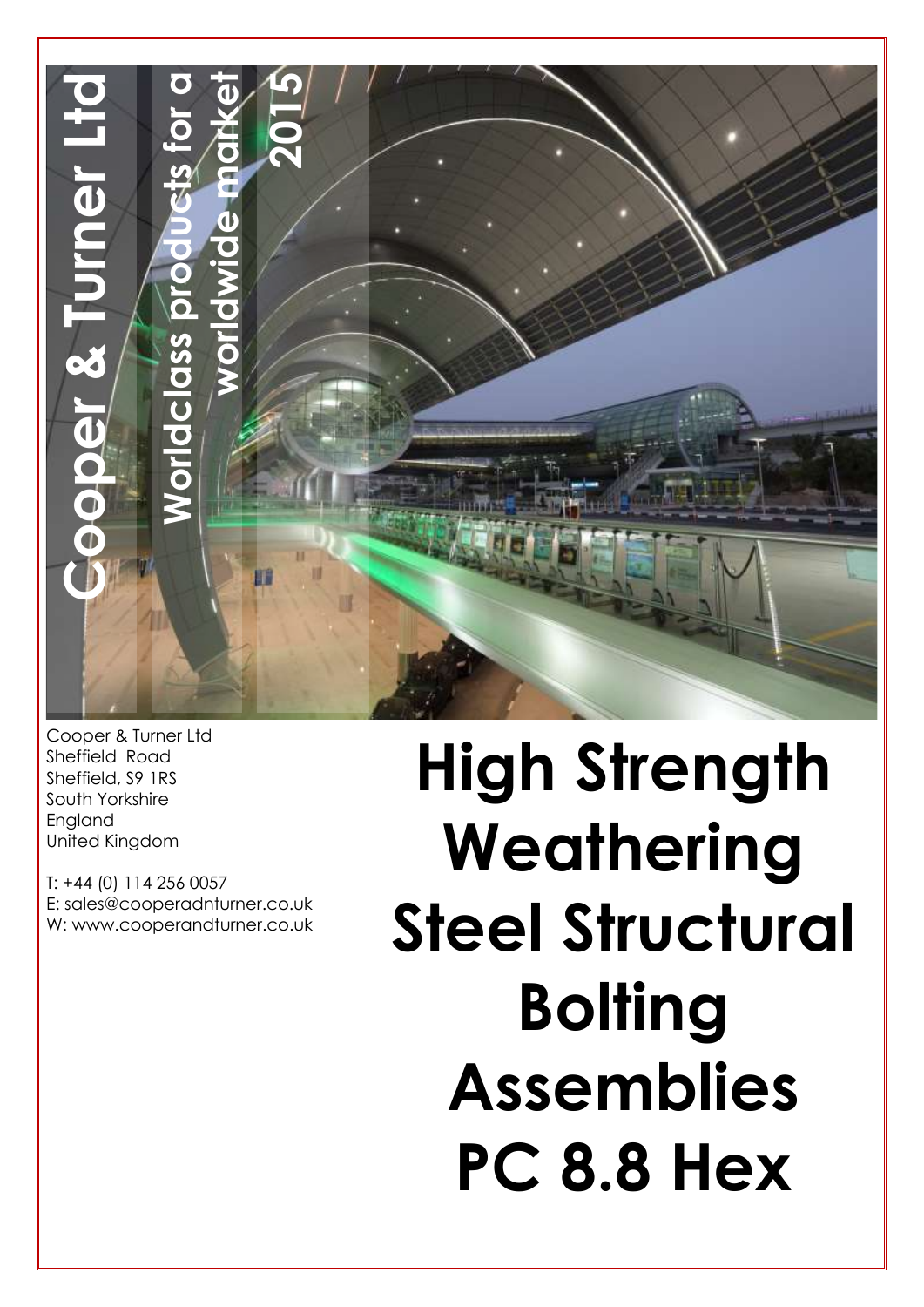Cooper & Turner Ltd

Worldclass products for a worldwide market

2015

Cooper & Turner Ltd
Sheffield Road
Sheffield, S9 1RS
South Yorkshire
England
United Kingdom

T: +44 (0) 114 256 0057
E: sales@cooperadnturner.co.uk
W: www.cooperandturner.co.uk

# High Strength Weathering Steel Structural Bolting Assemblies PC 8.8 Hex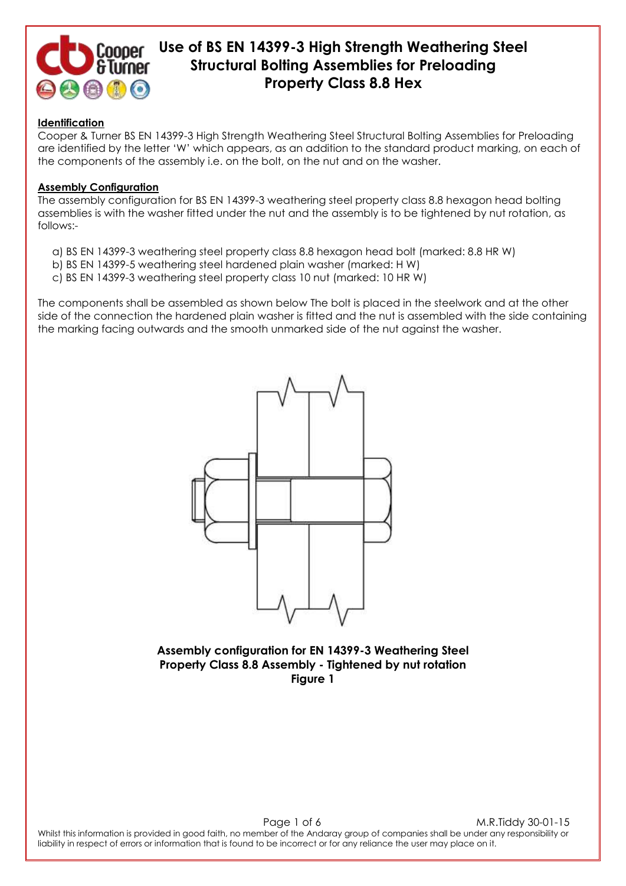# Use of BS EN 14399-3 High Strength Weathering Steel Structural Bolting Assemblies for Preloading Property Class 8.8 Hex

**Identification**

Cooper & Turner BS EN 14399-3 High Strength Weathering Steel Structural Bolting Assemblies for Preloading are identified by the letter 'W' which appears, as an addition to the standard product marking, on each of the components of the assembly i.e. on the bolt, on the nut and on the washer.

**Assembly Configuration**

The assembly configuration for BS EN 14399-3 weathering steel property class 8.8 hexagon head bolting assemblies is with the washer fitted under the nut and the assembly is to be tightened by nut rotation, as follows:-

a) BS EN 14399-3 weathering steel property class 8.8 hexagon head bolt (marked: 8.8 HR W)
b) BS EN 14399-5 weathering steel hardened plain washer (marked: H W)
c) BS EN 14399-3 weathering steel property class 10 nut (marked: 10 HR W)

The components shall be assembled as shown below The bolt is placed in the steelwork and at the other side of the connection the hardened plain washer is fitted and the nut is assembled with the side containing the marking facing outwards and the smooth unmarked side of the nut against the washer.

**Assembly configuration for EN 14399-3 Weathering Steel Property Class 8.8 Assembly - Tightened by nut rotation**
**Figure 1**

Whilst this information is provided in good faith, no member of the Andaray group of companies shall be under any responsibility or liability in respect of errors or information that is found to be incorrect or for any reliance the user may place on it.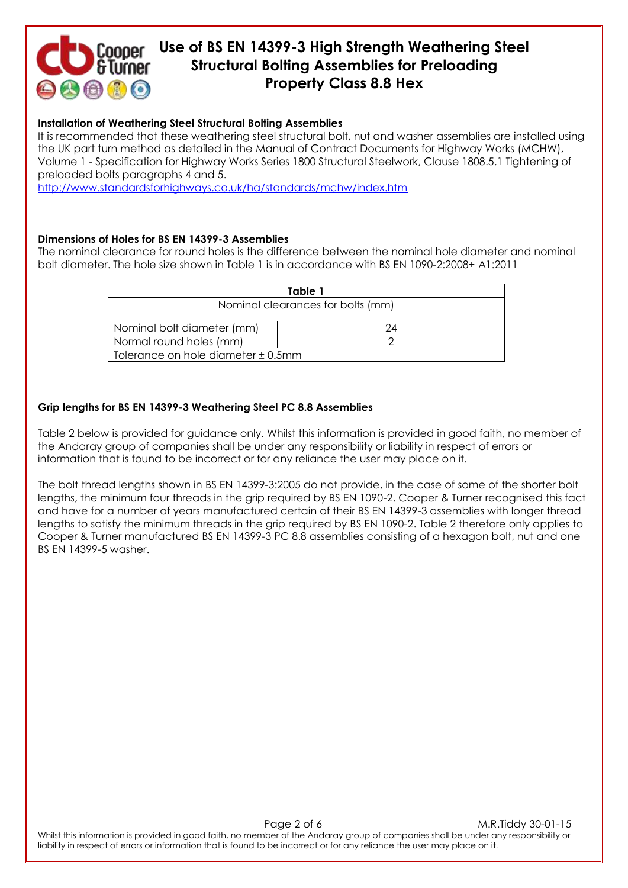# Use of BS EN 14399-3 High Strength Weathering Steel Structural Bolting Assemblies for Preloading Property Class 8.8 Hex

**Installation of Weathering Steel Structural Bolting Assemblies**

It is recommended that these weathering steel structural bolt, nut and washer assemblies are installed using the UK part turn method as detailed in the Manual of Contract Documents for Highway Works (MCHW), Volume 1 - Specification for Highway Works Series 1800 Structural Steelwork, Clause 1808.5.1 Tightening of preloaded bolts paragraphs 4 and 5.

http://www.standardsforhighways.co.uk/ha/standards/mchw/index.htm

**Dimensions of Holes for BS EN 14399-3 Assemblies**

The nominal clearance for round holes is the difference between the nominal hole diameter and nominal bolt diameter. The hole size shown in Table 1 is in accordance with BS EN 1090-2:2008+ A1:2011

**Table 1**

| Nominal clearances for bolts (mm) | |
|---|---|
| Nominal bolt diameter (mm) | 24 |
| Normal round holes (mm) | 2 |
| Tolerance on hole diameter ± 0.5mm | |

**Grip lengths for BS EN 14399-3 Weathering Steel PC 8.8 Assemblies**

Table 2 below is provided for guidance only. Whilst this information is provided in good faith, no member of the Andaray group of companies shall be under any responsibility or liability in respect of errors or information that is found to be incorrect or for any reliance the user may place on it.

The bolt thread lengths shown in BS EN 14399-3:2005 do not provide, in the case of some of the shorter bolt lengths, the minimum four threads in the grip required by BS EN 1090-2. Cooper & Turner recognised this fact and have for a number of years manufactured certain of their BS EN 14399-3 assemblies with longer thread lengths to satisfy the minimum threads in the grip required by BS EN 1090-2. Table 2 therefore only applies to Cooper & Turner manufactured BS EN 14399-3 PC 8.8 assemblies consisting of a hexagon bolt, nut and one BS EN 14399-5 washer.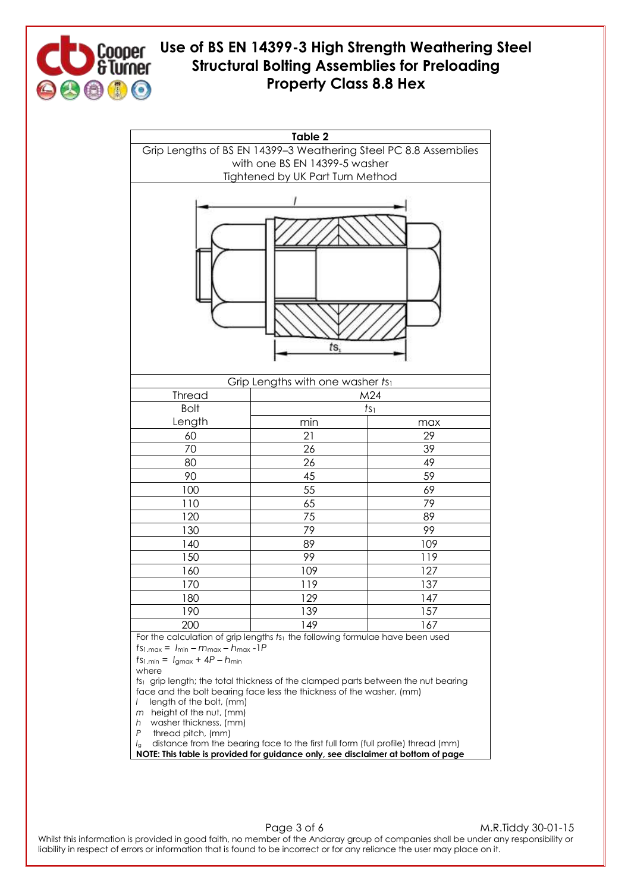# Use of BS EN 14399-3 High Strength Weathering Steel Structural Bolting Assemblies for Preloading Property Class 8.8 Hex

**Table 2**

Grip Lengths of BS EN 14399–3 Weathering Steel PC 8.8 Assemblies with one BS EN 14399-5 washer Tightened by UK Part Turn Method

Grip Lengths with one washer $ts_1$

| Thread | M24 | |
|---|---|---|
| Bolt | $ts_1$ | |
| Length | min | max |
| 60 | 21 | 29 |
| 70 | 26 | 39 |
| 80 | 26 | 49 |
| 90 | 45 | 59 |
| 100 | 55 | 69 |
| 110 | 65 | 79 |
| 120 | 75 | 89 |
| 130 | 79 | 99 |
| 140 | 89 | 109 |
| 150 | 99 | 119 |
| 160 | 109 | 127 |
| 170 | 119 | 137 |
| 180 | 129 | 147 |
| 190 | 139 | 157 |
| 200 | 149 | 167 |

For the calculation of grip lengths $ts_1$ the following formulae have been used

$ts_{1.max} = l_{min} - m_{max} - h_{max} - 1P$

$ts_{1.min} = l_{gmax} + 4P - h_{min}$

where

$ts_1$ grip length; the total thickness of the clamped parts between the nut bearing face and the bolt bearing face less the thickness of the washer, (mm)

$l$ length of the bolt, (mm)

$m$ height of the nut, (mm)

$h$ washer thickness, (mm)

$P$ thread pitch, (mm)

$l_g$ distance from the bearing face to the first full form (full profile) thread (mm)

**NOTE: This table is provided for guidance only, see disclaimer at bottom of page**

M.R.Tiddy 30-01-15

Whilst this information is provided in good faith, no member of the Andaray group of companies shall be under any responsibility or liability in respect of errors or information that is found to be incorrect or for any reliance the user may place on it.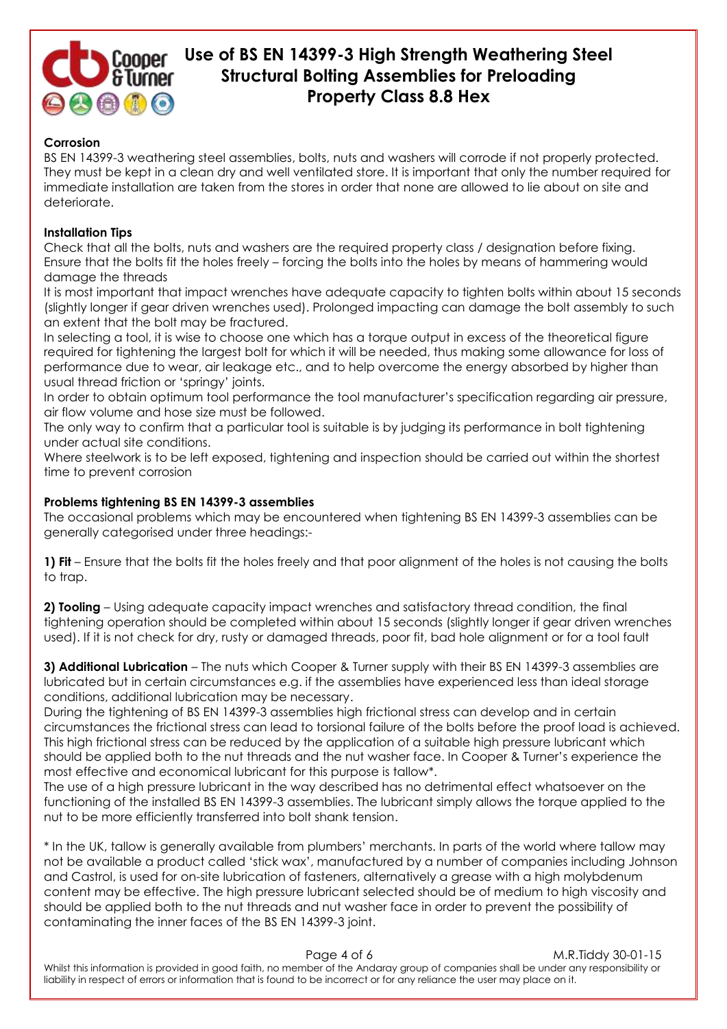## Corrosion

BS EN 14399-3 weathering steel assemblies, bolts, nuts and washers will corrode if not properly protected. They must be kept in a clean dry and well ventilated store. It is important that only the number required for immediate installation are taken from the stores in order that none are allowed to lie about on site and deteriorate.

## Installation Tips

Check that all the bolts, nuts and washers are the required property class / designation before fixing.
Ensure that the bolts fit the holes freely – forcing the bolts into the holes by means of hammering would damage the threads
It is most important that impact wrenches have adequate capacity to tighten bolts within about 15 seconds (slightly longer if gear driven wrenches used). Prolonged impacting can damage the bolt assembly to such an extent that the bolt may be fractured.
In selecting a tool, it is wise to choose one which has a torque output in excess of the theoretical figure required for tightening the largest bolt for which it will be needed, thus making some allowance for loss of performance due to wear, air leakage etc., and to help overcome the energy absorbed by higher than usual thread friction or 'springy' joints.
In order to obtain optimum tool performance the tool manufacturer's specification regarding air pressure, air flow volume and hose size must be followed.
The only way to confirm that a particular tool is suitable is by judging its performance in bolt tightening under actual site conditions.
Where steelwork is to be left exposed, tightening and inspection should be carried out within the shortest time to prevent corrosion

## Problems tightening BS EN 14399-3 assemblies

The occasional problems which may be encountered when tightening BS EN 14399-3 assemblies can be generally categorised under three headings:-

**1) Fit** – Ensure that the bolts fit the holes freely and that poor alignment of the holes is not causing the bolts to trap.

**2) Tooling** – Using adequate capacity impact wrenches and satisfactory thread condition, the final tightening operation should be completed within about 15 seconds (slightly longer if gear driven wrenches used). If it is not check for dry, rusty or damaged threads, poor fit, bad hole alignment or for a tool fault

**3) Additional Lubrication** – The nuts which Cooper & Turner supply with their BS EN 14399-3 assemblies are lubricated but in certain circumstances e.g. if the assemblies have experienced less than ideal storage conditions, additional lubrication may be necessary.
During the tightening of BS EN 14399-3 assemblies high frictional stress can develop and in certain circumstances the frictional stress can lead to torsional failure of the bolts before the proof load is achieved. This high frictional stress can be reduced by the application of a suitable high pressure lubricant which should be applied both to the nut threads and the nut washer face. In Cooper & Turner's experience the most effective and economical lubricant for this purpose is tallow*.
The use of a high pressure lubricant in the way described has no detrimental effect whatsoever on the functioning of the installed BS EN 14399-3 assemblies. The lubricant simply allows the torque applied to the nut to be more efficiently transferred into bolt shank tension.

* In the UK, tallow is generally available from plumbers' merchants. In parts of the world where tallow may not be available a product called 'stick wax', manufactured by a number of companies including Johnson and Castrol, is used for on-site lubrication of fasteners, alternatively a grease with a high molybdenum content may be effective. The high pressure lubricant selected should be of medium to high viscosity and should be applied both to the nut threads and nut washer face in order to prevent the possibility of contaminating the inner faces of the BS EN 14399-3 joint.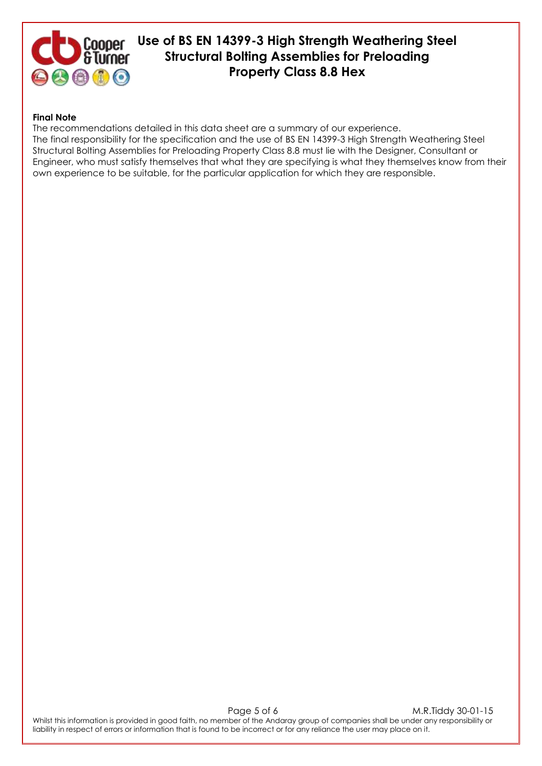**Final Note**

The recommendations detailed in this data sheet are a summary of our experience.
The final responsibility for the specification and the use of BS EN 14399-3 High Strength Weathering Steel Structural Bolting Assemblies for Preloading Property Class 8.8 must lie with the Designer, Consultant or Engineer, who must satisfy themselves that what they are specifying is what they themselves know from their own experience to be suitable, for the particular application for which they are responsible.